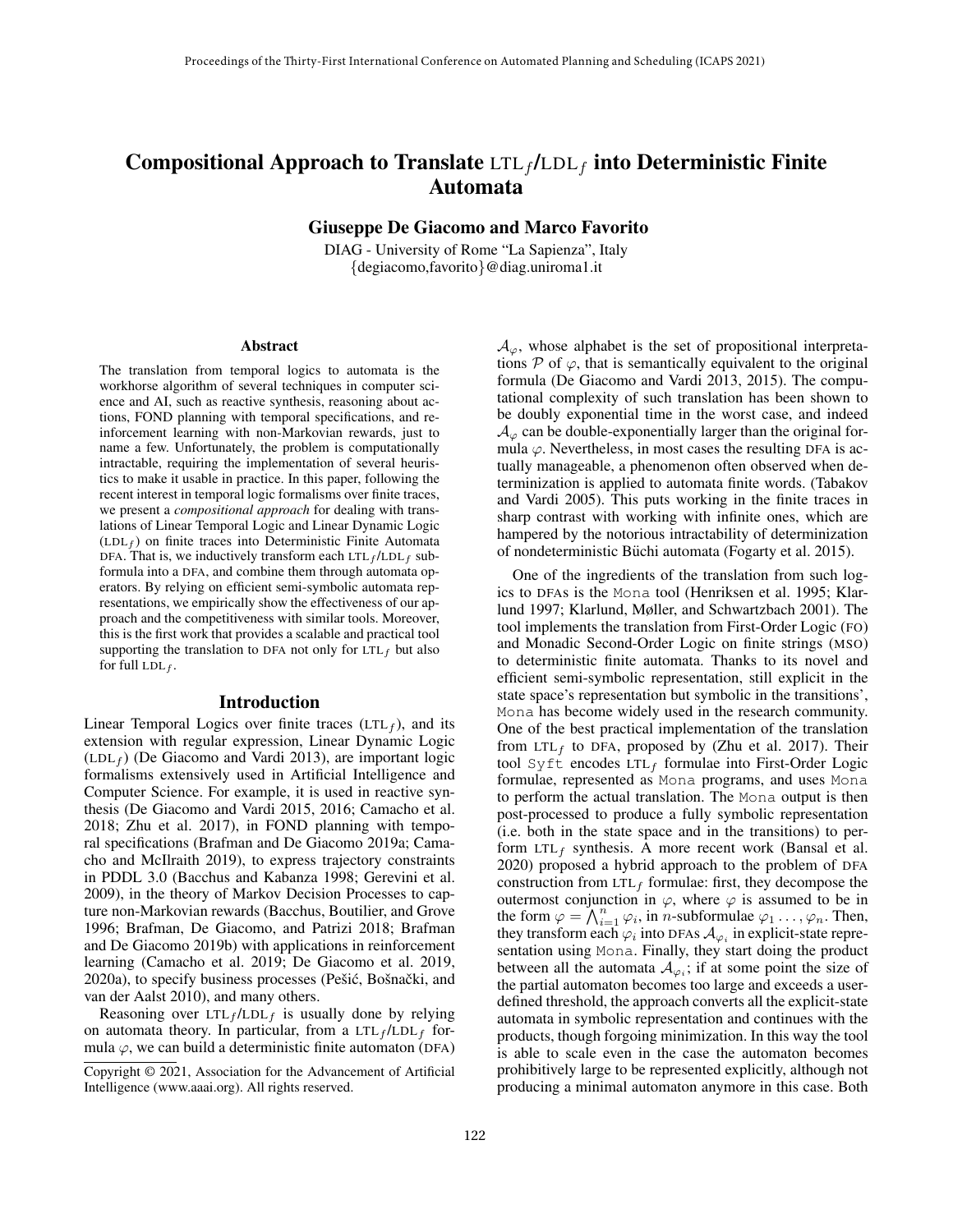# Compositional Approach to Translate LTL$_f$/LDL$_f$ into Deterministic Finite Automata

**Giuseppe De Giacomo and Marco Favorito**

DIAG - University of Rome "La Sapienza", Italy
{degiacomo,favorito}@diag.uniroma1.it

## Abstract

The translation from temporal logics to automata is the workhorse algorithm of several techniques in computer science and AI, such as reactive synthesis, reasoning about actions, FOND planning with temporal specifications, and reinforcement learning with non-Markovian rewards, just to name a few. Unfortunately, the problem is computationally intractable, requiring the implementation of several heuristics to make it usable in practice. In this paper, following the recent interest in temporal logic formalisms over finite traces, we present a *compositional approach* for dealing with translations of Linear Temporal Logic and Linear Dynamic Logic (LDL$_f$) on finite traces into Deterministic Finite Automata DFA. That is, we inductively transform each LTL$_f$/LDL$_f$ subformula into a DFA, and combine them through automata operators. By relying on efficient semi-symbolic automata representations, we empirically show the effectiveness of our approach and the competitiveness with similar tools. Moreover, this is the first work that provides a scalable and practical tool supporting the translation to DFA not only for LTL$_f$ but also for full LDL$_f$.

## Introduction

Linear Temporal Logics over finite traces (LTL$_f$), and its extension with regular expression, Linear Dynamic Logic (LDL$_f$) (De Giacomo and Vardi 2013), are important logic formalisms extensively used in Artificial Intelligence and Computer Science. For example, it is used in reactive synthesis (De Giacomo and Vardi 2015, 2016; Camacho et al. 2018; Zhu et al. 2017), in FOND planning with temporal specifications (Brafman and De Giacomo 2019a; Camacho and McIlraith 2019), to express trajectory constraints in PDDL 3.0 (Bacchus and Kabanza 1998; Gerevini et al. 2009), in the theory of Markov Decision Processes to capture non-Markovian rewards (Bacchus, Boutilier, and Grove 1996; Brafman, De Giacomo, and Patrizi 2018; Brafman and De Giacomo 2019b) with applications in reinforcement learning (Camacho et al. 2019; De Giacomo et al. 2019, 2020a), to specify business processes (Pešić, Bošnački, and van der Aalst 2010), and many others.

Reasoning over LTL$_f$/LDL$_f$ is usually done by relying on automata theory. In particular, from a LTL$_f$/LDL$_f$ formula $\varphi$, we can build a deterministic finite automaton (DFA) $\mathcal{A}_\varphi$, whose alphabet is the set of propositional interpretations $\mathcal{P}$ of $\varphi$, that is semantically equivalent to the original formula (De Giacomo and Vardi 2013, 2015). The computational complexity of such translation has been shown to be doubly exponential time in the worst case, and indeed $\mathcal{A}_\varphi$ can be double-exponentially larger than the original formula $\varphi$. Nevertheless, in most cases the resulting DFA is actually manageable, a phenomenon often observed when determinization is applied to automata finite words. (Tabakov and Vardi 2005). This puts working in the finite traces in sharp contrast with working with infinite ones, which are hampered by the notorious intractability of determinization of nondeterministic Büchi automata (Fogarty et al. 2015).

One of the ingredients of the translation from such logics to DFAs is the `Mona` tool (Henriksen et al. 1995; Klarlund 1997; Klarlund, Møller, and Schwartzbach 2001). The tool implements the translation from First-Order Logic (FO) and Monadic Second-Order Logic on finite strings (MSO) to deterministic finite automata. Thanks to its novel and efficient semi-symbolic representation, still explicit in the state space's representation but symbolic in the transitions', `Mona` has become widely used in the research community. One of the best practical implementation of the translation from LTL$_f$ to DFA, proposed by (Zhu et al. 2017). Their tool `Syft` encodes LTL$_f$ formulae into First-Order Logic formulae, represented as `Mona` programs, and uses `Mona` to perform the actual translation. The `Mona` output is then post-processed to produce a fully symbolic representation (i.e. both in the state space and in the transitions) to perform LTL$_f$ synthesis. A more recent work (Bansal et al. 2020) proposed a hybrid approach to the problem of DFA construction from LTL$_f$ formulae: first, they decompose the outermost conjunction in $\varphi$, where $\varphi$ is assumed to be in the form $\varphi = \bigwedge_{i=1}^{n} \varphi_i$, in $n$-subformulae $\varphi_1 \ldots, \varphi_n$. Then, they transform each $\varphi_i$ into DFAs $\mathcal{A}_{\varphi_i}$ in explicit-state representation using `Mona`. Finally, they start doing the product between all the automata $\mathcal{A}_{\varphi_i}$; if at some point the size of the partial automaton becomes too large and exceeds a user-defined threshold, the approach converts all the explicit-state automata in symbolic representation and continues with the products, though forgoing minimization. In this way the tool is able to scale even in the case the automaton becomes prohibitively large to be represented explicitly, although not producing a minimal automaton anymore in this case. Both

---

Copyright © 2021, Association for the Advancement of Artificial Intelligence (www.aaai.org). All rights reserved.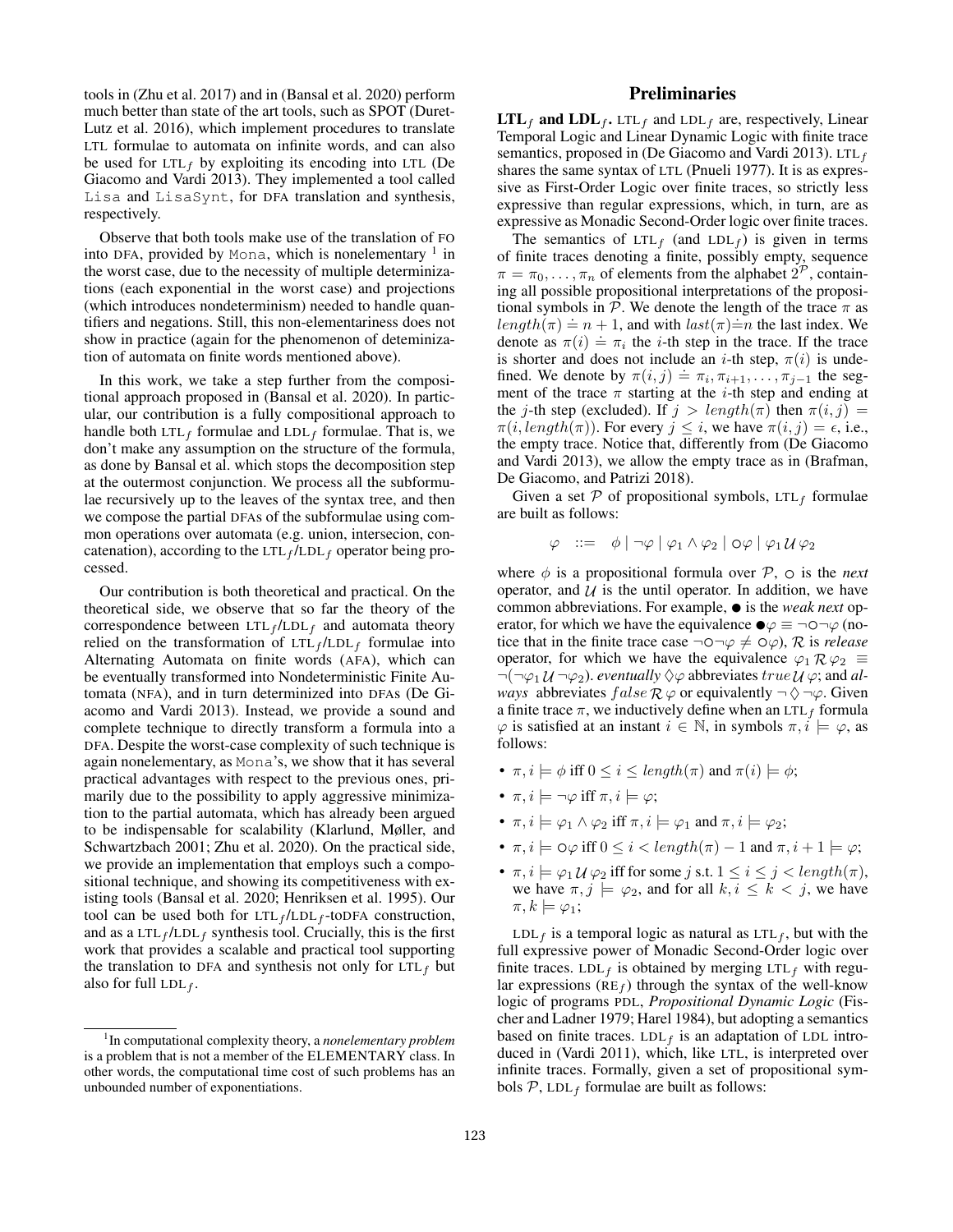tools in (Zhu et al. 2017) and in (Bansal et al. 2020) perform much better than state of the art tools, such as SPOT (Duret-Lutz et al. 2016), which implement procedures to translate LTL formulae to automata on infinite words, and can also be used for $\text{LTL}_f$ by exploiting its encoding into LTL (De Giacomo and Vardi 2013). They implemented a tool called Lisa and LisaSynt, for DFA translation and synthesis, respectively.

Observe that both tools make use of the translation of FO into DFA, provided by Mona, which is nonelementary [1] in the worst case, due to the necessity of multiple determinizations (each exponential in the worst case) and projections (which introduces nondeterminism) needed to handle quantifiers and negations. Still, this non-elementariness does not show in practice (again for the phenomenon of deteminization of automata on finite words mentioned above).

In this work, we take a step further from the compositional approach proposed in (Bansal et al. 2020). In particular, our contribution is a fully compositional approach to handle both $\text{LTL}_f$ formulae and $\text{LDL}_f$ formulae. That is, we don't make any assumption on the structure of the formula, as done by Bansal et al. which stops the decomposition step at the outermost conjunction. We process all the subformulae recursively up to the leaves of the syntax tree, and then we compose the partial DFAs of the subformulae using common operations over automata (e.g. union, intersecion, concatenation), according to the $\text{LTL}_f$/$\text{LDL}_f$ operator being processed.

Our contribution is both theoretical and practical. On the theoretical side, we observe that so far the theory of the correspondence between $\text{LTL}_f$/$\text{LDL}_f$ and automata theory relied on the transformation of $\text{LTL}_f$/$\text{LDL}_f$ formulae into Alternating Automata on finite words (AFA), which can be eventually transformed into Nondeterministic Finite Automata (NFA), and in turn determinized into DFAs (De Giacomo and Vardi 2013). Instead, we provide a sound and complete technique to directly transform a formula into a DFA. Despite the worst-case complexity of such technique is again nonelementary, as Mona's, we show that it has several practical advantages with respect to the previous ones, primarily due to the possibility to apply aggressive minimization to the partial automata, which has already been argued to be indispensable for scalability (Klarlund, Møller, and Schwartzbach 2001; Zhu et al. 2020). On the practical side, we provide an implementation that employs such a compositional technique, and showing its competitiveness with existing tools (Bansal et al. 2020; Henriksen et al. 1995). Our tool can be used both for $\text{LTL}_f$/$\text{LDL}_f$-toDFA construction, and as a $\text{LTL}_f$/$\text{LDL}_f$ synthesis tool. Crucially, this is the first work that provides a scalable and practical tool supporting the translation to DFA and synthesis not only for $\text{LTL}_f$ but also for full $\text{LDL}_f$.

[1] In computational complexity theory, a *nonelementary problem* is a problem that is not a member of the ELEMENTARY class. In other words, the computational time cost of such problems has an unbounded number of exponentiations.

## Preliminaries

**$\text{LTL}_f$ and $\text{LDL}_f$.** $\text{LTL}_f$ and $\text{LDL}_f$ are, respectively, Linear Temporal Logic and Linear Dynamic Logic with finite trace semantics, proposed in (De Giacomo and Vardi 2013). $\text{LTL}_f$ shares the same syntax of LTL (Pnueli 1977). It is as expressive as First-Order Logic over finite traces, so strictly less expressive than regular expressions, which, in turn, are as expressive as Monadic Second-Order logic over finite traces.

The semantics of $\text{LTL}_f$ (and $\text{LDL}_f$) is given in terms of finite traces denoting a finite, possibly empty, sequence $\pi = \pi_0, \ldots, \pi_n$ of elements from the alphabet $2^{\mathcal{P}}$, containing all possible propositional interpretations of the propositional symbols in $\mathcal{P}$. We denote the length of the trace $\pi$ as $length(\pi) \doteq n+1$, and with $last(\pi) \doteq n$ the last index. We denote as $\pi(i) \doteq \pi_i$ the $i$-th step in the trace. If the trace is shorter and does not include an $i$-th step, $\pi(i)$ is undefined. We denote by $\pi(i,j) \doteq \pi_i, \pi_{i+1}, \ldots, \pi_{j-1}$ the segment of the trace $\pi$ starting at the $i$-th step and ending at the $j$-th step (excluded). If $j > length(\pi)$ then $\pi(i,j) = \pi(i, length(\pi))$. For every $j \leq i$, we have $\pi(i,j) = \epsilon$, i.e., the empty trace. Notice that, differently from (De Giacomo and Vardi 2013), we allow the empty trace as in (Brafman, De Giacomo, and Patrizi 2018).

Given a set $\mathcal{P}$ of propositional symbols, $\text{LTL}_f$ formulae are built as follows:

$$\varphi \quad ::= \quad \phi \mid \neg\varphi \mid \varphi_1 \wedge \varphi_2 \mid \circ\varphi \mid \varphi_1 \,\mathcal{U}\, \varphi_2$$

where $\phi$ is a propositional formula over $\mathcal{P}$, $\circ$ is the *next* operator, and $\mathcal{U}$ is the until operator. In addition, we have common abbreviations. For example, $\bullet$ is the *weak next* operator, for which we have the equivalence $\bullet\varphi \equiv \neg\circ\neg\varphi$ (notice that in the finite trace case $\neg\circ\neg\varphi \neq \circ\varphi$), $\mathcal{R}$ is *release* operator, for which we have the equivalence $\varphi_1 \,\mathcal{R}\, \varphi_2 \equiv \neg(\neg\varphi_1 \,\mathcal{U}\, \neg\varphi_2)$. *eventually* $\Diamond\varphi$ abbreviates $true \,\mathcal{U}\, \varphi$; and *always* abbreviates $false \,\mathcal{R}\, \varphi$ or equivalently $\neg\Diamond\neg\varphi$. Given a finite trace $\pi$, we inductively define when an $\text{LTL}_f$ formula $\varphi$ is satisfied at an instant $i \in \mathbb{N}$, in symbols $\pi, i \models \varphi$, as follows:

- $\pi, i \models \phi$ iff $0 \leq i \leq length(\pi)$ and $\pi(i) \models \phi$;
- $\pi, i \models \neg\varphi$ iff $\pi, i \models \varphi$;
- $\pi, i \models \varphi_1 \wedge \varphi_2$ iff $\pi, i \models \varphi_1$ and $\pi, i \models \varphi_2$;
- $\pi, i \models \circ\varphi$ iff $0 \leq i < length(\pi) - 1$ and $\pi, i+1 \models \varphi$;
- $\pi, i \models \varphi_1 \,\mathcal{U}\, \varphi_2$ iff for some $j$ s.t. $1 \leq i \leq j < length(\pi)$, we have $\pi, j \models \varphi_2$, and for all $k, i \leq k < j$, we have $\pi, k \models \varphi_1$;

$\text{LDL}_f$ is a temporal logic as natural as $\text{LTL}_f$, but with the full expressive power of Monadic Second-Order logic over finite traces. $\text{LDL}_f$ is obtained by merging $\text{LTL}_f$ with regular expressions ($\text{RE}_f$) through the syntax of the well-know logic of programs PDL, *Propositional Dynamic Logic* (Fischer and Ladner 1979; Harel 1984), but adopting a semantics based on finite traces. $\text{LDL}_f$ is an adaptation of LDL introduced in (Vardi 2011), which, like LTL, is interpreted over infinite traces. Formally, given a set of propositional symbols $\mathcal{P}$, $\text{LDL}_f$ formulae are built as follows: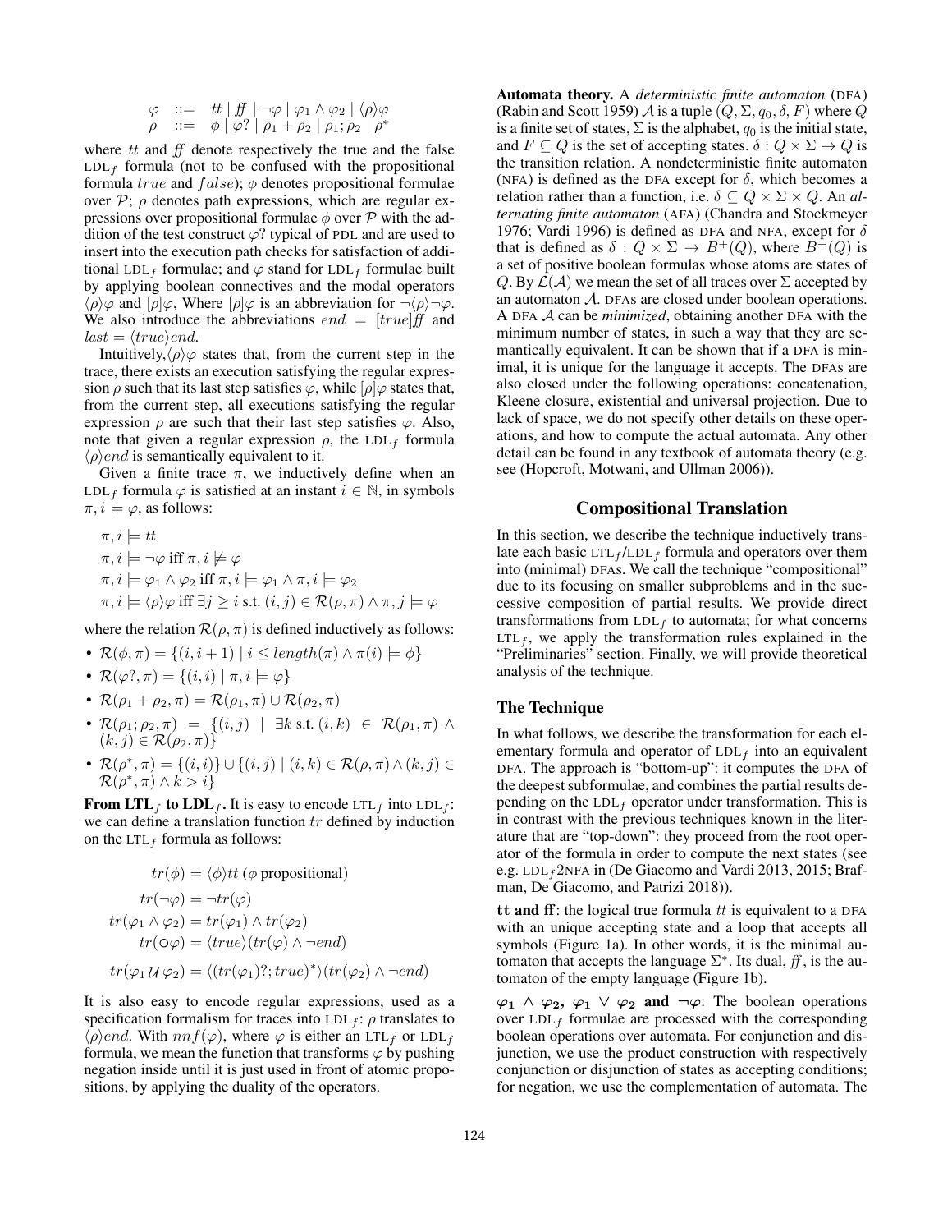$$
\begin{array}{lcl}
\varphi & ::= & tt \mid ff \mid \neg\varphi \mid \varphi_1 \wedge \varphi_2 \mid \langle\rho\rangle\varphi \\
\rho & ::= & \phi \mid \varphi? \mid \rho_1 + \rho_2 \mid \rho_1;\rho_2 \mid \rho^*
\end{array}
$$

where $tt$ and $ff$ denote respectively the true and the false $\text{LDL}_f$ formula (not to be confused with the propositional formula $true$ and $false$); $\phi$ denotes propositional formulae over $\mathcal{P}$; $\rho$ denotes path expressions, which are regular expressions over propositional formulae $\phi$ over $\mathcal{P}$ with the addition of the test construct $\varphi?$ typical of PDL and are used to insert into the execution path checks for satisfaction of additional $\text{LDL}_f$ formulae; and $\varphi$ stand for $\text{LDL}_f$ formulae built by applying boolean connectives and the modal operators $\langle\rho\rangle\varphi$ and $[\rho]\varphi$, Where $[\rho]\varphi$ is an abbreviation for $\neg\langle\rho\rangle\neg\varphi$. We also introduce the abbreviations $end = [true]ff$ and $last = \langle true\rangle end$.

Intuitively, $\langle\rho\rangle\varphi$ states that, from the current step in the trace, there exists an execution satisfying the regular expression $\rho$ such that its last step satisfies $\varphi$, while $[\rho]\varphi$ states that, from the current step, all executions satisfying the regular expression $\rho$ are such that their last step satisfies $\varphi$. Also, note that given a regular expression $\rho$, the $\text{LDL}_f$ formula $\langle\rho\rangle end$ is semantically equivalent to it.

Given a finite trace $\pi$, we inductively define when an $\text{LDL}_f$ formula $\varphi$ is satisfied at an instant $i \in \mathbb{N}$, in symbols $\pi, i \models \varphi$, as follows:

$$
\begin{array}{l}
\pi, i \models tt \\
\pi, i \models \neg\varphi \text{ iff } \pi, i \not\models \varphi \\
\pi, i \models \varphi_1 \wedge \varphi_2 \text{ iff } \pi, i \models \varphi_1 \wedge \pi, i \models \varphi_2 \\
\pi, i \models \langle\rho\rangle\varphi \text{ iff } \exists j \geq i \text{ s.t. } (i,j) \in \mathcal{R}(\rho, \pi) \wedge \pi, j \models \varphi
\end{array}
$$

where the relation $\mathcal{R}(\rho, \pi)$ is defined inductively as follows:

- $\mathcal{R}(\phi, \pi) = \{(i, i+1) \mid i \leq length(\pi) \wedge \pi(i) \models \phi\}$
- $\mathcal{R}(\varphi?, \pi) = \{(i, i) \mid \pi, i \models \varphi\}$
- $\mathcal{R}(\rho_1 + \rho_2, \pi) = \mathcal{R}(\rho_1, \pi) \cup \mathcal{R}(\rho_2, \pi)$
- $\mathcal{R}(\rho_1;\rho_2, \pi) = \{(i,j) \mid \exists k \text{ s.t. } (i,k) \in \mathcal{R}(\rho_1, \pi) \wedge (k,j) \in \mathcal{R}(\rho_2, \pi)\}$
- $\mathcal{R}(\rho^*, \pi) = \{(i,i)\} \cup \{(i,j) \mid (i,k) \in \mathcal{R}(\rho, \pi) \wedge (k,j) \in \mathcal{R}(\rho^*, \pi) \wedge k > i\}$

**From $\text{LTL}_f$ to $\text{LDL}_f$.** It is easy to encode $\text{LTL}_f$ into $\text{LDL}_f$: we can define a translation function $tr$ defined by induction on the $\text{LTL}_f$ formula as follows:

$$
\begin{aligned}
tr(\phi) &= \langle\phi\rangle tt \ (\phi \text{ propositional}) \\
tr(\neg\varphi) &= \neg tr(\varphi) \\
tr(\varphi_1 \wedge \varphi_2) &= tr(\varphi_1) \wedge tr(\varphi_2) \\
tr(\circ\varphi) &= \langle true\rangle(tr(\varphi) \wedge \neg end) \\
tr(\varphi_1 \,\mathcal{U}\, \varphi_2) &= \langle(tr(\varphi_1)?; true)^*\rangle(tr(\varphi_2) \wedge \neg end)
\end{aligned}
$$

It is also easy to encode regular expressions, used as a specification formalism for traces into $\text{LDL}_f$: $\rho$ translates to $\langle\rho\rangle end$. With $nnf(\varphi)$, where $\varphi$ is either an $\text{LTL}_f$ or $\text{LDL}_f$ formula, we mean the function that transforms $\varphi$ by pushing negation inside until it is just used in front of atomic propositions, by applying the duality of the operators.

**Automata theory.** A *deterministic finite automaton* (DFA) (Rabin and Scott 1959) $\mathcal{A}$ is a tuple $(Q, \Sigma, q_0, \delta, F)$ where $Q$ is a finite set of states, $\Sigma$ is the alphabet, $q_0$ is the initial state, and $F \subseteq Q$ is the set of accepting states. $\delta : Q \times \Sigma \to Q$ is the transition relation. A nondeterministic finite automaton (NFA) is defined as the DFA except for $\delta$, which becomes a relation rather than a function, i.e. $\delta \subseteq Q \times \Sigma \times Q$. An *alternating finite automaton* (AFA) (Chandra and Stockmeyer 1976; Vardi 1996) is defined as DFA and NFA, except for $\delta$ that is defined as $\delta : Q \times \Sigma \to B^+(Q)$, where $B^+(Q)$ is a set of positive boolean formulas whose atoms are states of $Q$. By $\mathcal{L}(\mathcal{A})$ we mean the set of all traces over $\Sigma$ accepted by an automaton $\mathcal{A}$. DFAs are closed under boolean operations. A DFA $\mathcal{A}$ can be *minimized*, obtaining another DFA with the minimum number of states, in such a way that they are semantically equivalent. It can be shown that if a DFA is minimal, it is unique for the language it accepts. The DFAs are also closed under the following operations: concatenation, Kleene closure, existential and universal projection. Due to lack of space, we do not specify other details on these operations, and how to compute the actual automata. Any other detail can be found in any textbook of automata theory (e.g. see (Hopcroft, Motwani, and Ullman 2006)).

## Compositional Translation

In this section, we describe the technique inductively translate each basic $\text{LTL}_f/\text{LDL}_f$ formula and operators over them into (minimal) DFAs. We call the technique "compositional" due to its focusing on smaller subproblems and in the successive composition of partial results. We provide direct transformations from $\text{LDL}_f$ to automata; for what concerns $\text{LTL}_f$, we apply the transformation rules explained in the "Preliminaries" section. Finally, we will provide theoretical analysis of the technique.

### The Technique

In what follows, we describe the transformation for each elementary formula and operator of $\text{LDL}_f$ into an equivalent DFA. The approach is "bottom-up": it computes the DFA of the deepest subformulae, and combines the partial results depending on the $\text{LDL}_f$ operator under transformation. This is in contrast with the previous techniques known in the literature that are "top-down": they proceed from the root operator of the formula in order to compute the next states (see e.g. $\text{LDL}_f$2NFA in (De Giacomo and Vardi 2013, 2015; Brafman, De Giacomo, and Patrizi 2018)).

**tt and ff**: the logical true formula $tt$ is equivalent to a DFA with an unique accepting state and a loop that accepts all symbols (Figure 1a). In other words, it is the minimal automaton that accepts the language $\Sigma^*$. Its dual, $ff$, is the automaton of the empty language (Figure 1b).

**$\varphi_1 \wedge \varphi_2$, $\varphi_1 \vee \varphi_2$ and $\neg\varphi$**: The boolean operations over $\text{LDL}_f$ formulae are processed with the corresponding boolean operations over automata. For conjunction and disjunction, we use the product construction with respectively conjunction or disjunction of states as accepting conditions; for negation, we use the complementation of automata. The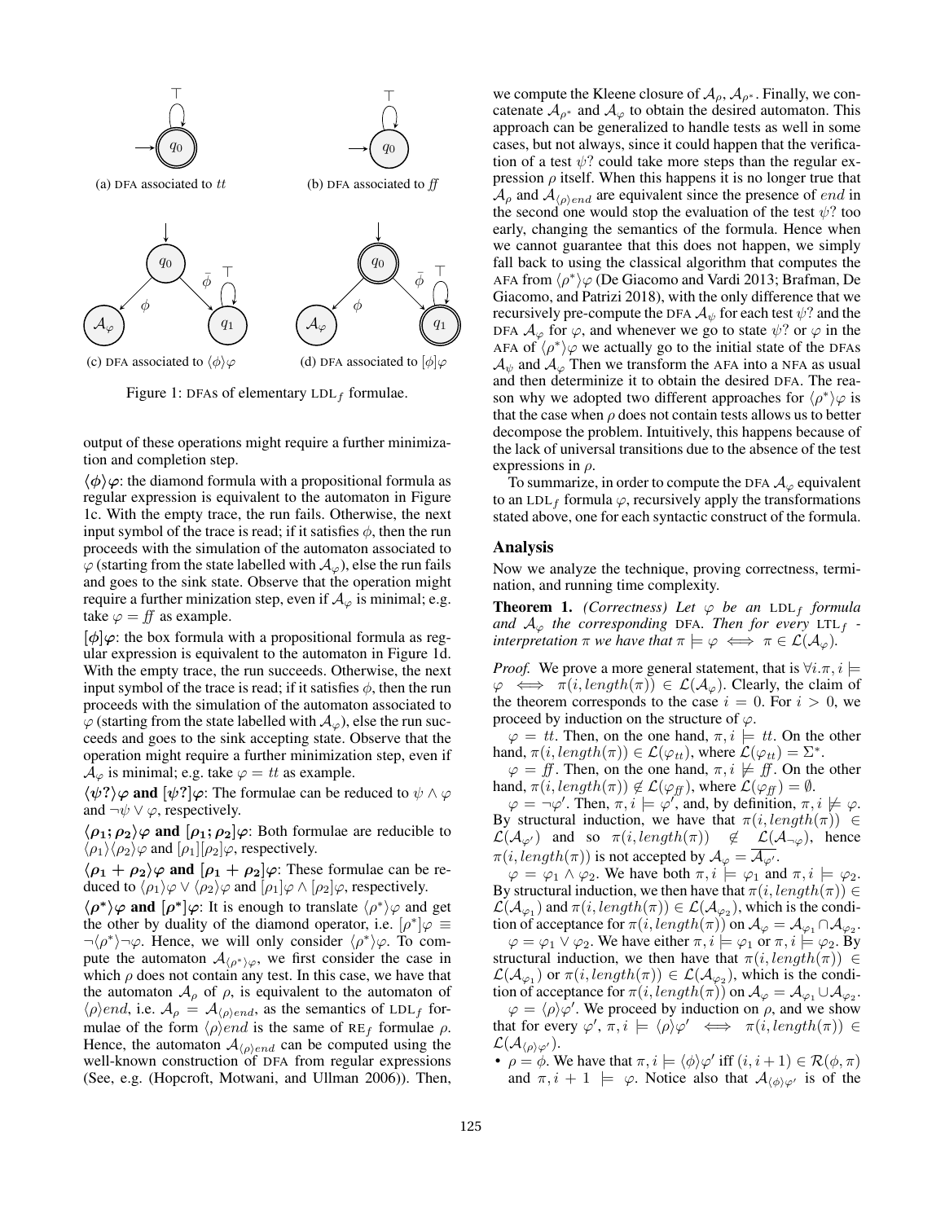(a) DFA associated to $tt$

(b) DFA associated to $ff$

(c) DFA associated to $\langle\phi\rangle\varphi$

(d) DFA associated to $[\phi]\varphi$

Figure 1: DFAs of elementary $\text{LDL}_f$ formulae.

output of these operations might require a further minimization and completion step.

$\langle\phi\rangle\varphi$: the diamond formula with a propositional formula as regular expression is equivalent to the automaton in Figure 1c. With the empty trace, the run fails. Otherwise, the next input symbol of the trace is read; if it satisfies $\phi$, then the run proceeds with the simulation of the automaton associated to $\varphi$ (starting from the state labelled with $\mathcal{A}_\varphi$), else the run fails and goes to the sink state. Observe that the operation might require a further minimization step, even if $\mathcal{A}_\varphi$ is minimal; e.g. take $\varphi = ff$ as example.

$[\phi]\varphi$: the box formula with a propositional formula as regular expression is equivalent to the automaton in Figure 1d. With the empty trace, the run succeeds. Otherwise, the next input symbol of the trace is read; if it satisfies $\phi$, then the run proceeds with the simulation of the automaton associated to $\varphi$ (starting from the state labelled with $\mathcal{A}_\varphi$), else the run succeeds and goes to the sink accepting state. Observe that the operation might require a further minimization step, even if $\mathcal{A}_\varphi$ is minimal; e.g. take $\varphi = tt$ as example.

**$\langle\psi?\rangle\varphi$ and $[\psi?]\varphi$**: The formulae can be reduced to $\psi \wedge \varphi$ and $\neg\psi \vee \varphi$, respectively.

**$\langle\rho_1;\rho_2\rangle\varphi$ and $[\rho_1;\rho_2]\varphi$**: Both formulae are reducible to $\langle\rho_1\rangle\langle\rho_2\rangle\varphi$ and $[\rho_1][\rho_2]\varphi$, respectively.

**$\langle\rho_1+\rho_2\rangle\varphi$ and $[\rho_1+\rho_2]\varphi$**: These formulae can be reduced to $\langle\rho_1\rangle\varphi \vee \langle\rho_2\rangle\varphi$ and $[\rho_1]\varphi \wedge [\rho_2]\varphi$, respectively.

**$\langle\rho^*\rangle\varphi$ and $[\rho^*]\varphi$**: It is enough to translate $\langle\rho^*\rangle\varphi$ and get the other by duality of the diamond operator, i.e. $[\rho^*]\varphi \equiv \neg\langle\rho^*\rangle\neg\varphi$. Hence, we will only consider $\langle\rho^*\rangle\varphi$. To compute the automaton $\mathcal{A}_{\langle\rho^*\rangle\varphi}$, we first consider the case in which $\rho$ does not contain any test. In this case, we have that the automaton $\mathcal{A}_\rho$ of $\rho$, is equivalent to the automaton of $\langle\rho\rangle end$, i.e. $\mathcal{A}_\rho = \mathcal{A}_{\langle\rho\rangle end}$, as the semantics of $\text{LDL}_f$ formulae of the form $\langle\rho\rangle end$ is the same of $\text{RE}_f$ formulae $\rho$. Hence, the automaton $\mathcal{A}_{\langle\rho\rangle end}$ can be computed using the well-known construction of DFA from regular expressions (See, e.g. (Hopcroft, Motwani, and Ullman 2006)). Then, we compute the Kleene closure of $\mathcal{A}_\rho$, $\mathcal{A}_{\rho^*}$. Finally, we concatenate $\mathcal{A}_{\rho^*}$ and $\mathcal{A}_\varphi$ to obtain the desired automaton. This approach can be generalized to handle tests as well in some cases, but not always, since it could happen that the verification of a test $\psi?$ could take more steps than the regular expression $\rho$ itself. When this happens it is no longer true that $\mathcal{A}_\rho$ and $\mathcal{A}_{\langle\rho\rangle end}$ are equivalent since the presence of $end$ in the second one would stop the evaluation of the test $\psi?$ too early, changing the semantics of the formula. Hence when we cannot guarantee that this does not happen, we simply fall back to using the classical algorithm that computes the AFA from $\langle\rho^*\rangle\varphi$ (De Giacomo and Vardi 2013; Brafman, De Giacomo, and Patrizi 2018), with the only difference that we recursively pre-compute the DFA $\mathcal{A}_\psi$ for each test $\psi?$ and the DFA $\mathcal{A}_\varphi$ for $\varphi$, and whenever we go to state $\psi?$ or $\varphi$ in the AFA of $\langle\rho^*\rangle\varphi$ we actually go to the initial state of the DFAs $\mathcal{A}_\psi$ and $\mathcal{A}_\varphi$ Then we transform the AFA into a NFA as usual and then determinize it to obtain the desired DFA. The reason why we adopted two different approaches for $\langle\rho^*\rangle\varphi$ is that the case when $\rho$ does not contain tests allows us to better decompose the problem. Intuitively, this happens because of the lack of universal transitions due to the absence of the test expressions in $\rho$.

To summarize, in order to compute the DFA $\mathcal{A}_\varphi$ equivalent to an $\text{LDL}_f$ formula $\varphi$, recursively apply the transformations stated above, one for each syntactic construct of the formula.

## Analysis

Now we analyze the technique, proving correctness, termination, and running time complexity.

**Theorem 1.** *(Correctness) Let $\varphi$ be an $\text{LDL}_f$ formula and $\mathcal{A}_\varphi$ the corresponding DFA. Then for every $\text{LTL}_f$ -interpretation $\pi$ we have that $\pi \models \varphi \iff \pi \in \mathcal{L}(\mathcal{A}_\varphi)$.*

*Proof.* We prove a more general statement, that is $\forall i.\pi, i \models \varphi \iff \pi(i, length(\pi)) \in \mathcal{L}(\mathcal{A}_\varphi)$. Clearly, the claim of the theorem corresponds to the case $i = 0$. For $i > 0$, we proceed by induction on the structure of $\varphi$.

$\varphi = tt$. Then, on the one hand, $\pi, i \models tt$. On the other hand, $\pi(i, length(\pi)) \in \mathcal{L}(\varphi_{tt})$, where $\mathcal{L}(\varphi_{tt}) = \Sigma^*$.

$\varphi = ff$. Then, on the one hand, $\pi, i \not\models ff$. On the other hand, $\pi(i, length(\pi)) \notin \mathcal{L}(\varphi_{ff})$, where $\mathcal{L}(\varphi_{ff}) = \emptyset$.

$\varphi = \neg\varphi'$. Then, $\pi, i \models \varphi'$, and, by definition, $\pi, i \not\models \varphi$. By structural induction, we have that $\pi(i, length(\pi)) \in \mathcal{L}(\mathcal{A}_{\varphi'})$ and so $\pi(i, length(\pi)) \notin \mathcal{L}(\mathcal{A}_{\neg\varphi})$, hence $\pi(i, length(\pi))$ is not accepted by $\mathcal{A}_\varphi = \overline{\mathcal{A}_{\varphi'}}$.

$\varphi = \varphi_1 \wedge \varphi_2$. We have both $\pi, i \models \varphi_1$ and $\pi, i \models \varphi_2$. By structural induction, we then have that $\pi(i, length(\pi)) \in \mathcal{L}(\mathcal{A}_{\varphi_1})$ and $\pi(i, length(\pi)) \in \mathcal{L}(\mathcal{A}_{\varphi_2})$, which is the condition of acceptance for $\pi(i, length(\pi))$ on $\mathcal{A}_\varphi = \mathcal{A}_{\varphi_1} \cap \mathcal{A}_{\varphi_2}$.

$\varphi = \varphi_1 \vee \varphi_2$. We have either $\pi, i \models \varphi_1$ or $\pi, i \models \varphi_2$. By structural induction, we then have that $\pi(i, length(\pi)) \in \mathcal{L}(\mathcal{A}_{\varphi_1})$ or $\pi(i, length(\pi)) \in \mathcal{L}(\mathcal{A}_{\varphi_2})$, which is the condition of acceptance for $\pi(i, length(\pi))$ on $\mathcal{A}_\varphi = \mathcal{A}_{\varphi_1} \cup \mathcal{A}_{\varphi_2}$.

$\varphi = \langle\rho\rangle\varphi'$. We proceed by induction on $\rho$, and we show that for every $\varphi'$, $\pi, i \models \langle\rho\rangle\varphi' \iff \pi(i, length(\pi)) \in \mathcal{L}(\mathcal{A}_{\langle\rho\rangle\varphi'})$.

- $\rho = \phi$. We have that $\pi, i \models \langle\phi\rangle\varphi'$ iff $(i, i+1) \in \mathcal{R}(\phi, \pi)$ and $\pi, i+1 \models \varphi$. Notice also that $\mathcal{A}_{\langle\phi\rangle\varphi'}$ is of the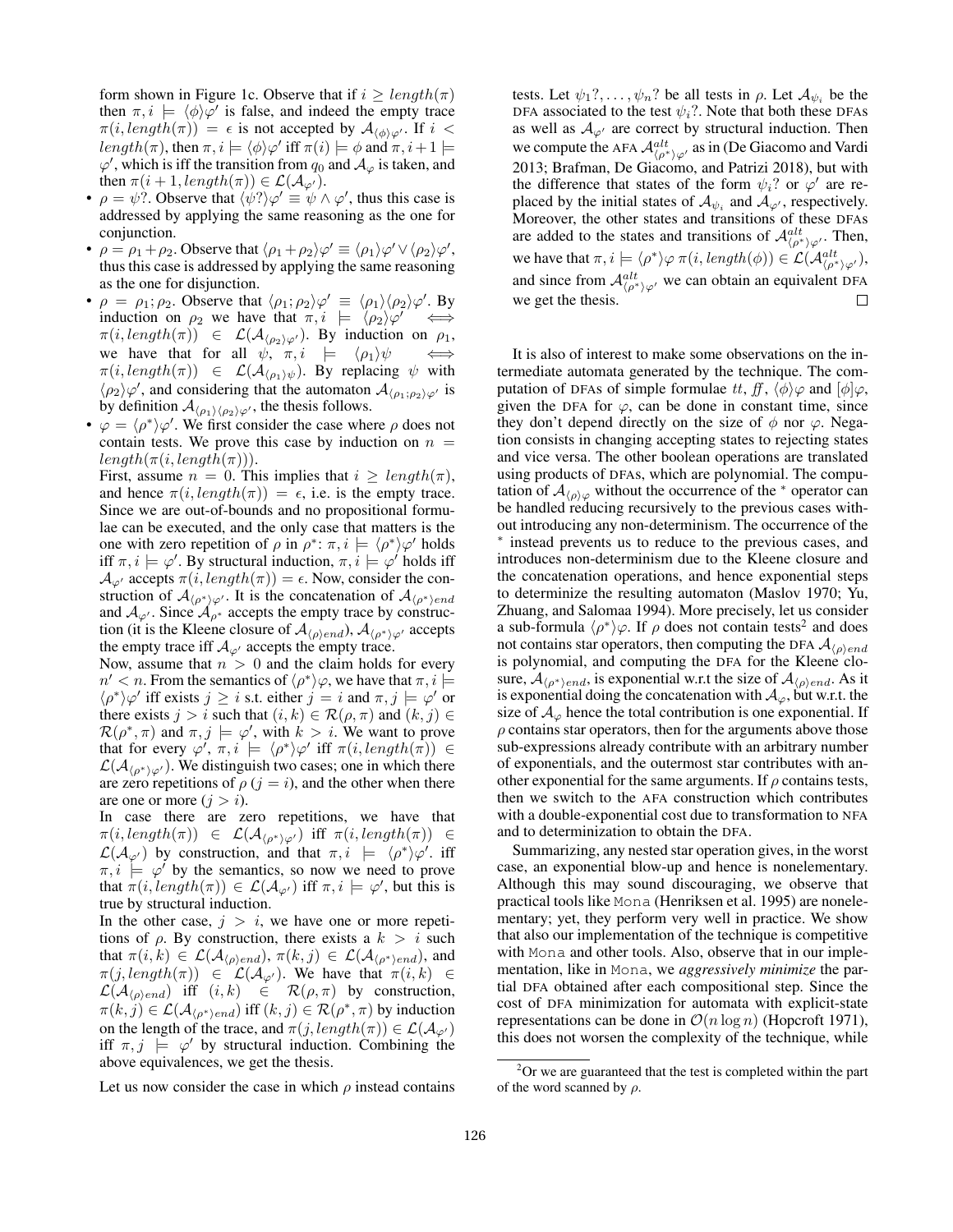form shown in Figure 1c. Observe that if $i \geq length(\pi)$ then $\pi, i \models \langle\phi\rangle\varphi'$ is false, and indeed the empty trace $\pi(i, length(\pi)) = \epsilon$ is not accepted by $\mathcal{A}_{\langle\phi\rangle\varphi'}$. If $i < length(\pi)$, then $\pi, i \models \langle\phi\rangle\varphi'$ iff $\pi(i) \models \phi$ and $\pi, i+1 \models \varphi'$, which is iff the transition from $q_0$ and $\mathcal{A}_\varphi$ is taken, and then $\pi(i+1, length(\pi)) \in \mathcal{L}(\mathcal{A}_{\varphi'})$.

- $\rho = \psi?$. Observe that $\langle\psi?\rangle\varphi' \equiv \psi \wedge \varphi'$, thus this case is addressed by applying the same reasoning as the one for conjunction.
- $\rho = \rho_1 + \rho_2$. Observe that $\langle\rho_1 + \rho_2\rangle\varphi' \equiv \langle\rho_1\rangle\varphi' \vee \langle\rho_2\rangle\varphi'$, thus this case is addressed by applying the same reasoning as the one for disjunction.
- $\rho = \rho_1; \rho_2$. Observe that $\langle\rho_1; \rho_2\rangle\varphi' \equiv \langle\rho_1\rangle\langle\rho_2\rangle\varphi'$. By induction on $\rho_2$ we have that $\pi, i \models \langle\rho_2\rangle\varphi' \iff \pi(i, length(\pi)) \in \mathcal{L}(\mathcal{A}_{\langle\rho_2\rangle\varphi'})$. By induction on $\rho_1$, we have that for all $\psi$, $\pi, i \models \langle\rho_1\rangle\psi \iff \pi(i, length(\pi)) \in \mathcal{L}(\mathcal{A}_{\langle\rho_1\rangle\psi})$. By replacing $\psi$ with $\langle\rho_2\rangle\varphi'$, and considering that the automaton $\mathcal{A}_{\langle\rho_1;\rho_2\rangle\varphi'}$ is by definition $\mathcal{A}_{\langle\rho_1\rangle\langle\rho_2\rangle\varphi'}$, the thesis follows.
- $\varphi = \langle\rho^*\rangle\varphi'$. We first consider the case where $\rho$ does not contain tests. We prove this case by induction on $n = length(\pi(i, length(\pi)))$.
  First, assume $n = 0$. This implies that $i \geq length(\pi)$, and hence $\pi(i, length(\pi)) = \epsilon$, i.e. is the empty trace. Since we are out-of-bounds and no propositional formulae can be executed, and the only case that matters is the one with zero repetition of $\rho$ in $\rho^*$: $\pi, i \models \langle\rho^*\rangle\varphi'$ holds iff $\pi, i \models \varphi'$. By structural induction, $\pi, i \models \varphi'$ holds iff $\mathcal{A}_{\varphi'}$ accepts $\pi(i, length(\pi)) = \epsilon$. Now, consider the construction of $\mathcal{A}_{\langle\rho^*\rangle\varphi'}$. It is the concatenation of $\mathcal{A}_{\langle\rho^*\rangle end}$ and $\mathcal{A}_{\varphi'}$. Since $\mathcal{A}_{\rho^*}$ accepts the empty trace by construction (it is the Kleene closure of $\mathcal{A}_{\langle\rho\rangle end}$), $\mathcal{A}_{\langle\rho^*\rangle\varphi'}$ accepts the empty trace iff $\mathcal{A}_{\varphi'}$ accepts the empty trace.
  Now, assume that $n > 0$ and the claim holds for every $n' < n$. From the semantics of $\langle\rho^*\rangle\varphi$, we have that $\pi, i \models \langle\rho^*\rangle\varphi'$ iff exists $j \geq i$ s.t. either $j = i$ and $\pi, j \models \varphi'$ or there exists $j > i$ such that $(i, k) \in \mathcal{R}(\rho, \pi)$ and $(k, j) \in \mathcal{R}(\rho^*, \pi)$ and $\pi, j \models \varphi'$, with $k > i$. We want to prove that for every $\varphi'$, $\pi, i \models \langle\rho^*\rangle\varphi'$ iff $\pi(i, length(\pi)) \in \mathcal{L}(\mathcal{A}_{\langle\rho^*\rangle\varphi'})$. We distinguish two cases; one in which there are zero repetitions of $\rho$ ($j = i$), and the other when there are one or more ($j > i$).
  In case there are zero repetitions, we have that $\pi(i, length(\pi)) \in \mathcal{L}(\mathcal{A}_{\langle\rho^*\rangle\varphi'})$ iff $\pi(i, length(\pi)) \in \mathcal{L}(\mathcal{A}_{\varphi'})$ by construction, and that $\pi, i \models \langle\rho^*\rangle\varphi'$. iff $\pi, i \models \varphi'$ by the semantics, so now we need to prove that $\pi(i, length(\pi)) \in \mathcal{L}(\mathcal{A}_{\varphi'})$ iff $\pi, i \models \varphi'$, but this is true by structural induction.
  In the other case, $j > i$, we have one or more repetitions of $\rho$. By construction, there exists a $k > i$ such that $\pi(i, k) \in \mathcal{L}(\mathcal{A}_{\langle\rho\rangle end})$, $\pi(k, j) \in \mathcal{L}(\mathcal{A}_{\langle\rho^*\rangle end})$, and $\pi(j, length(\pi)) \in \mathcal{L}(\mathcal{A}_{\varphi'})$. We have that $\pi(i, k) \in \mathcal{L}(\mathcal{A}_{\langle\rho\rangle end})$ iff $(i, k) \in \mathcal{R}(\rho, \pi)$ by construction, $\pi(k, j) \in \mathcal{L}(\mathcal{A}_{\langle\rho^*\rangle end})$ iff $(k, j) \in \mathcal{R}(\rho^*, \pi)$ by induction on the length of the trace, and $\pi(j, length(\pi)) \in \mathcal{L}(\mathcal{A}_{\varphi'})$ iff $\pi, j \models \varphi'$ by structural induction. Combining the above equivalences, we get the thesis.

  Let us now consider the case in which $\rho$ instead contains tests. Let $\psi_1?, \ldots, \psi_n?$ be all tests in $\rho$. Let $\mathcal{A}_{\psi_i}$ be the DFA associated to the test $\psi_i?$. Note that both these DFAs as well as $\mathcal{A}_{\varphi'}$ are correct by structural induction. Then we compute the AFA $\mathcal{A}^{alt}_{\langle\rho^*\rangle\varphi'}$ as in (De Giacomo and Vardi 2013; Brafman, De Giacomo, and Patrizi 2018), but with the difference that states of the form $\psi_i?$ or $\varphi'$ are replaced by the initial states of $\mathcal{A}_{\psi_i}$ and $\mathcal{A}_{\varphi'}$, respectively. Moreover, the other states and transitions of these DFAs are added to the states and transitions of $\mathcal{A}^{alt}_{\langle\rho^*\rangle\varphi'}$. Then, we have that $\pi, i \models \langle\rho^*\rangle\varphi$ $\pi(i, length(\phi)) \in \mathcal{L}(\mathcal{A}^{alt}_{\langle\rho^*\rangle\varphi'})$, and since from $\mathcal{A}^{alt}_{\langle\rho^*\rangle\varphi'}$ we can obtain an equivalent DFA we get the thesis. □

It is also of interest to make some observations on the intermediate automata generated by the technique. The computation of DFAs of simple formulae $tt$, $ff$, $\langle\phi\rangle\varphi$ and $[\phi]\varphi$, given the DFA for $\varphi$, can be done in constant time, since they don't depend directly on the size of $\phi$ nor $\varphi$. Negation consists in changing accepting states to rejecting states and vice versa. The other boolean operations are translated using products of DFAs, which are polynomial. The computation of $\mathcal{A}_{\langle\rho\rangle\varphi}$ without the occurrence of the $^*$ operator can be handled reducing recursively to the previous cases without introducing any non-determinism. The occurrence of the $^*$ instead prevents us to reduce to the previous cases, and introduces non-determinism due to the Kleene closure and the concatenation operations, and hence exponential steps to determinize the resulting automaton (Maslov 1970; Yu, Zhuang, and Salomaa 1994). More precisely, let us consider a sub-formula $\langle\rho^*\rangle\varphi$. If $\rho$ does not contain tests[2] and does not contains star operators, then computing the DFA $\mathcal{A}_{\langle\rho\rangle end}$ is polynomial, and computing the DFA for the Kleene closure, $\mathcal{A}_{\langle\rho^*\rangle end}$, is exponential w.r.t the size of $\mathcal{A}_{\langle\rho\rangle end}$. As it is exponential doing the concatenation with $\mathcal{A}_\varphi$, but w.r.t. the size of $\mathcal{A}_\varphi$ hence the total contribution is one exponential. If $\rho$ contains star operators, then for the arguments above those sub-expressions already contribute with an arbitrary number of exponentials, and the outermost star contributes with another exponential for the same arguments. If $\rho$ contains tests, then we switch to the AFA construction which contributes with a double-exponential cost due to transformation to NFA and to determinization to obtain the DFA.

Summarizing, any nested star operation gives, in the worst case, an exponential blow-up and hence is nonelementary. Although this may sound discouraging, we observe that practical tools like Mona (Henriksen et al. 1995) are nonelementary; yet, they perform very well in practice. We show that also our implementation of the technique is competitive with Mona and other tools. Also, observe that in our implementation, like in Mona, we *aggressively minimize* the partial DFA obtained after each compositional step. Since the cost of DFA minimization for automata with explicit-state representations can be done in $\mathcal{O}(n \log n)$ (Hopcroft 1971), this does not worsen the complexity of the technique, while

[2] Or we are guaranteed that the test is completed within the part of the word scanned by $\rho$.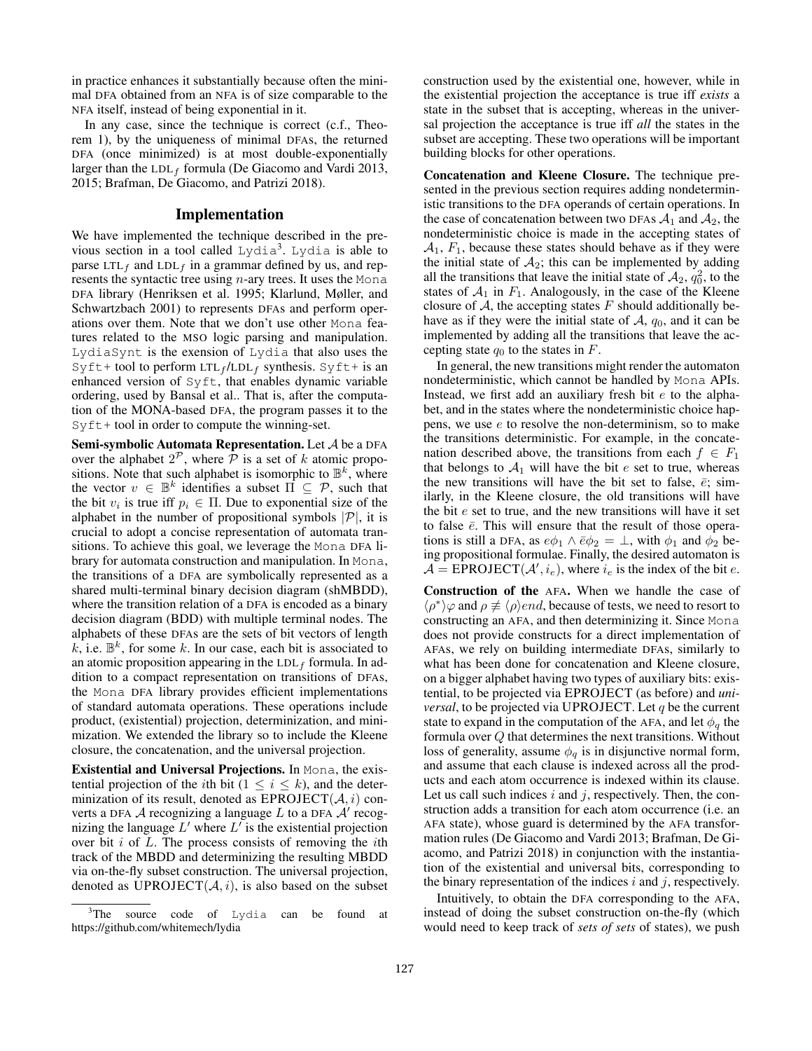in practice enhances it substantially because often the minimal DFA obtained from an NFA is of size comparable to the NFA itself, instead of being exponential in it.

In any case, since the technique is correct (c.f., Theorem 1), by the uniqueness of minimal DFAs, the returned DFA (once minimized) is at most double-exponentially larger than the $\text{LDL}_f$ formula (De Giacomo and Vardi 2013, 2015; Brafman, De Giacomo, and Patrizi 2018).

## Implementation

We have implemented the technique described in the previous section in a tool called `Lydia`[3]. `Lydia` is able to parse $\text{LTL}_f$ and $\text{LDL}_f$ in a grammar defined by us, and represents the syntactic tree using $n$-ary trees. It uses the `Mona` DFA library (Henriksen et al. 1995; Klarlund, Møller, and Schwartzbach 2001) to represents DFAs and perform operations over them. Note that we don't use other `Mona` features related to the MSO logic parsing and manipulation. `LydiaSynt` is the exension of `Lydia` that also uses the `Syft+` tool to perform $\text{LTL}_f$/$\text{LDL}_f$ synthesis. `Syft+` is an enhanced version of `Syft`, that enables dynamic variable ordering, used by Bansal et al.. That is, after the computation of the MONA-based DFA, the program passes it to the `Syft+` tool in order to compute the winning-set.

**Semi-symbolic Automata Representation.** Let $\mathcal{A}$ be a DFA over the alphabet $2^{\mathcal{P}}$, where $\mathcal{P}$ is a set of $k$ atomic propositions. Note that such alphabet is isomorphic to $\mathbb{B}^k$, where the vector $v \in \mathbb{B}^k$ identifies a subset $\Pi \subseteq \mathcal{P}$, such that the bit $v_i$ is true iff $p_i \in \Pi$. Due to exponential size of the alphabet in the number of propositional symbols $|\mathcal{P}|$, it is crucial to adopt a concise representation of automata transitions. To achieve this goal, we leverage the `Mona` DFA library for automata construction and manipulation. In `Mona`, the transitions of a DFA are symbolically represented as a shared multi-terminal binary decision diagram (shMBDD), where the transition relation of a DFA is encoded as a binary decision diagram (BDD) with multiple terminal nodes. The alphabets of these DFAs are the sets of bit vectors of length $k$, i.e. $\mathbb{B}^k$, for some $k$. In our case, each bit is associated to an atomic proposition appearing in the $\text{LDL}_f$ formula. In addition to a compact representation on transitions of DFAs, the `Mona` DFA library provides efficient implementations of standard automata operations. These operations include product, (existential) projection, determinization, and minimization. We extended the library so to include the Kleene closure, the concatenation, and the universal projection.

**Existential and Universal Projections.** In `Mona`, the existential projection of the $i$th bit ($1 \leq i \leq k$), and the determinization of its result, denoted as $\text{EPROJECT}(\mathcal{A}, i)$ converts a DFA $\mathcal{A}$ recognizing a language $L$ to a DFA $\mathcal{A}'$ recognizing the language $L'$ where $L'$ is the existential projection over bit $i$ of $L$. The process consists of removing the $i$th track of the MBDD and determinizing the resulting MBDD via on-the-fly subset construction. The universal projection, denoted as $\text{UPROJECT}(\mathcal{A}, i)$, is also based on the subset construction used by the existential one, however, while in the existential projection the acceptance is true iff *exists* a state in the subset that is accepting, whereas in the universal projection the acceptance is true iff *all* the states in the subset are accepting. These two operations will be important building blocks for other operations.

**Concatenation and Kleene Closure.** The technique presented in the previous section requires adding nondeterministic transitions to the DFA operands of certain operations. In the case of concatenation between two DFAs $\mathcal{A}_1$ and $\mathcal{A}_2$, the nondeterministic choice is made in the accepting states of $\mathcal{A}_1$, $F_1$, because these states should behave as if they were the initial state of $\mathcal{A}_2$; this can be implemented by adding all the transitions that leave the initial state of $\mathcal{A}_2$, $q_0^2$, to the states of $\mathcal{A}_1$ in $F_1$. Analogously, in the case of the Kleene closure of $\mathcal{A}$, the accepting states $F$ should additionally behave as if they were the initial state of $\mathcal{A}$, $q_0$, and it can be implemented by adding all the transitions that leave the accepting state $q_0$ to the states in $F$.

In general, the new transitions might render the automaton nondeterministic, which cannot be handled by `Mona` APIs. Instead, we first add an auxiliary fresh bit $e$ to the alphabet, and in the states where the nondeterministic choice happens, we use $e$ to resolve the non-determinism, so to make the transitions deterministic. For example, in the concatenation described above, the transitions from each $f \in F_1$ that belongs to $\mathcal{A}_1$ will have the bit $e$ set to true, whereas the new transitions will have the bit set to false, $\bar{e}$; similarly, in the Kleene closure, the old transitions will have the bit $e$ set to true, and the new transitions will have it set to false $\bar{e}$. This will ensure that the result of those operations is still a DFA, as $e\phi_1 \wedge \bar{e}\phi_2 = \bot$, with $\phi_1$ and $\phi_2$ being propositional formulae. Finally, the desired automaton is $\mathcal{A} = \text{EPROJECT}(\mathcal{A}', i_e)$, where $i_e$ is the index of the bit $e$.

**Construction of the AFA.** When we handle the case of $\langle \rho^* \rangle \varphi$ and $\rho \not\equiv \langle \rho \rangle end$, because of tests, we need to resort to constructing an AFA, and then determinizing it. Since `Mona` does not provide constructs for a direct implementation of AFAs, we rely on building intermediate DFAs, similarly to what has been done for concatenation and Kleene closure, on a bigger alphabet having two types of auxiliary bits: existential, to be projected via EPROJECT (as before) and *universal*, to be projected via UPROJECT. Let $q$ be the current state to expand in the computation of the AFA, and let $\phi_q$ the formula over $Q$ that determines the next transitions. Without loss of generality, assume $\phi_q$ is in disjunctive normal form, and assume that each clause is indexed across all the products and each atom occurrence is indexed within its clause. Let us call such indices $i$ and $j$, respectively. Then, the construction adds a transition for each atom occurrence (i.e. an AFA state), whose guard is determined by the AFA transformation rules (De Giacomo and Vardi 2013; Brafman, De Giacomo, and Patrizi 2018) in conjunction with the instantiation of the existential and universal bits, corresponding to the binary representation of the indices $i$ and $j$, respectively.

Intuitively, to obtain the DFA corresponding to the AFA, instead of doing the subset construction on-the-fly (which would need to keep track of *sets of sets* of states), we push

[3]The source code of `Lydia` can be found at https://github.com/whitemech/lydia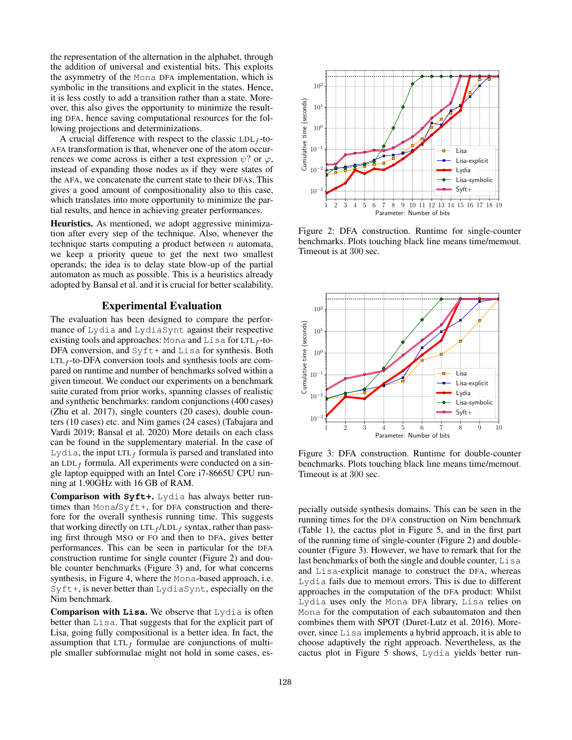the representation of the alternation in the alphabet, through the addition of universal and existential bits. This exploits the asymmetry of the Mona DFA implementation, which is symbolic in the transitions and explicit in the states. Hence, it is less costly to add a transition rather than a state. Moreover, this also gives the opportunity to minimize the resulting DFA, hence saving computational resources for the following projections and determinizations.

A crucial difference with respect to the classic $\text{LDL}_f$-to-AFA transformation is that, whenever one of the atom occurrences we come across is either a test expression $\psi?$ or $\varphi$, instead of expanding those nodes as if they were states of the AFA, we concatenate the current state to their DFAs. This gives a good amount of compositionality also to this case, which translates into more opportunity to minimize the partial results, and hence in achieving greater performances.

**Heuristics.** As mentioned, we adopt aggressive minimization after every step of the technique. Also, whenever the technique starts computing a product between $n$ automata, we keep a priority queue to get the next two smallest operands; the idea is to delay state blow-up of the partial automaton as much as possible. This is a heuristics already adopted by Bansal et al. and it is crucial for better scalability.

## Experimental Evaluation

The evaluation has been designed to compare the performance of Lydia and LydiaSynt against their respective existing tools and approaches: Mona and Lisa for $\text{LTL}_f$-to-DFA conversion, and Syft+ and Lisa for synthesis. Both $\text{LTL}_f$-to-DFA conversion tools and synthesis tools are compared on runtime and number of benchmarks solved within a given timeout. We conduct our experiments on a benchmark suite curated from prior works, spanning classes of realistic and synthetic benchmarks: random conjunctions (400 cases) (Zhu et al. 2017), single counters (20 cases), double counters (10 cases) etc. and Nim games (24 cases) (Tabajara and Vardi 2019; Bansal et al. 2020) More details on each class can be found in the supplementary material. In the case of Lydia, the input $\text{LTL}_f$ formula is parsed and translated into an $\text{LDL}_f$ formula. All experiments were conducted on a single laptop equipped with an Intel Core i7-8665U CPU running at 1.90GHz with 16 GB of RAM.

**Comparison with Syft+.** Lydia has always better runtimes than Mona/Syft+, for DFA construction and therefore for the overall synthesis running time. This suggests that working directly on $\text{LTL}_f$/$\text{LDL}_f$ syntax, rather than passing first through MSO or FO and then to DFA, gives better performances. This can be seen in particular for the DFA construction runtime for single counter (Figure 2) and double counter benchmarks (Figure 3) and, for what concerns synthesis, in Figure 4, where the Mona-based approach, i.e. Syft+, is never better than LydiaSynt, especially on the Nim benchmark.

**Comparison with Lisa.** We observe that Lydia is often better than Lisa. That suggests that for the explicit part of Lisa, going fully compositional is a better idea. In fact, the assumption that $\text{LTL}_f$ formulae are conjunctions of multiple smaller subformulae might not hold in some cases, especially outside synthesis domains. This can be seen in the running times for the DFA construction on Nim benchmark (Table 1), the cactus plot in Figure 5, and in the first part of the running time of single-counter (Figure 2) and double-counter (Figure 3). However, we have to remark that for the last benchmarks of both the single and double counter, Lisa and Lisa-explicit manage to construct the DFA, whereas Lydia fails due to memory errors. This is due to different approaches in the computation of the DFA product: Whilst Lydia uses only the Mona DFA library, Lisa relies on Mona for the computation of each subautomaton and then combines them with SPOT (Duret-Lutz et al. 2016). Moreover, since Lisa implements a hybrid approach, it is able to choose adaptively the right approach. Nevertheless, as the cactus plot in Figure 5 shows, Lydia yields better run-

Figure 2: DFA construction. Runtime for single-counter benchmarks. Plots touching black line means time/memout. Timeout is at 300 sec.

Figure 3: DFA construction. Runtime for double-counter benchmarks. Plots touching black line means time/memout. Timeout is at 300 sec.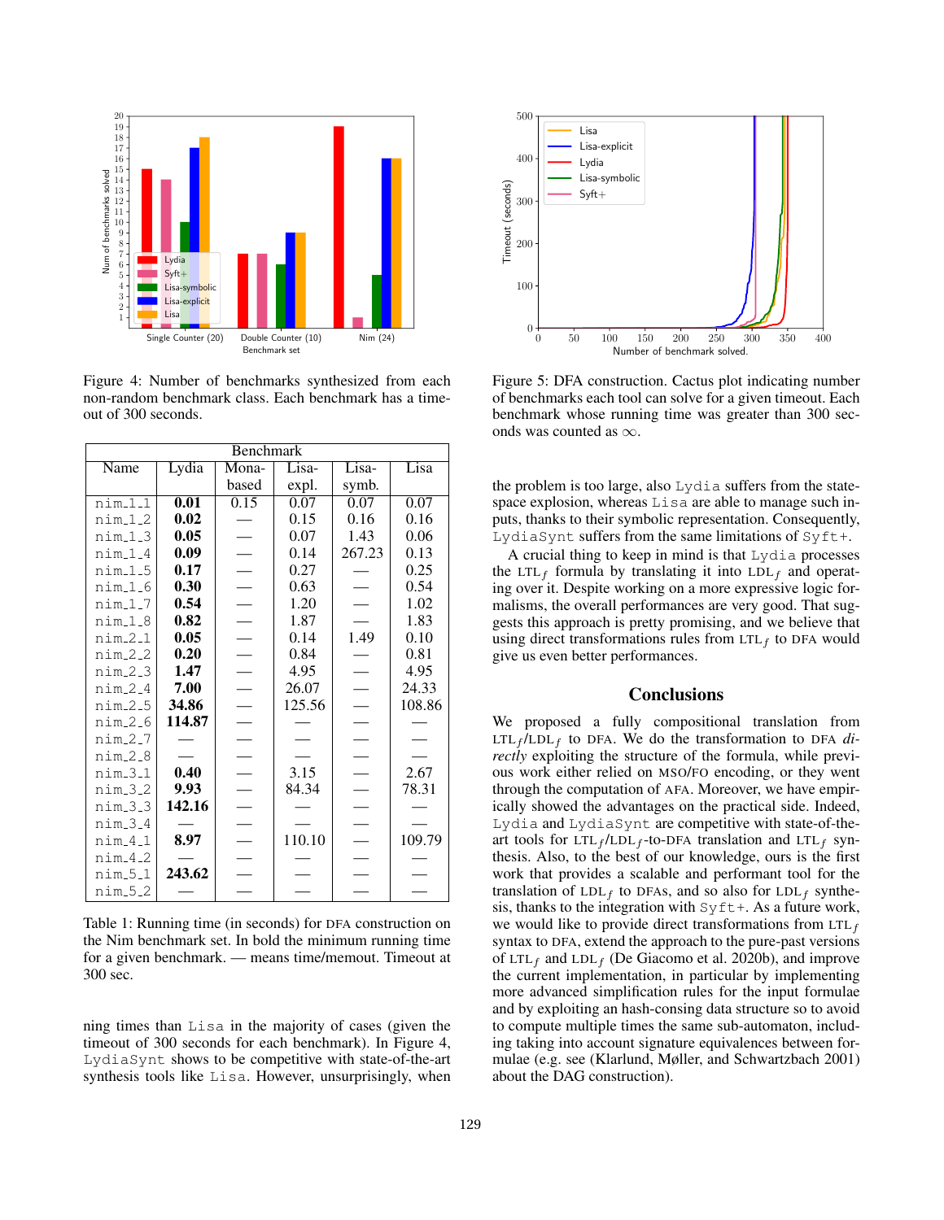Figure 4: Number of benchmarks synthesized from each non-random benchmark class. Each benchmark has a timeout of 300 seconds.

Figure 5: DFA construction. Cactus plot indicating number of benchmarks each tool can solve for a given timeout. Each benchmark whose running time was greater than 300 seconds was counted as $\infty$.

| Benchmark | | | | | |
|---|---|---|---|---|---|
| Name | Lydia | Mona-based | Lisa-expl. | Lisa-symb. | Lisa |
| nim_1_1 | **0.01** | 0.15 | 0.07 | 0.07 | 0.07 |
| nim_1_2 | **0.02** | — | 0.15 | 0.16 | 0.16 |
| nim_1_3 | **0.05** | — | 0.07 | 1.43 | 0.06 |
| nim_1_4 | **0.09** | — | 0.14 | 267.23 | 0.13 |
| nim_1_5 | **0.17** | — | 0.27 | — | 0.25 |
| nim_1_6 | **0.30** | — | 0.63 | — | 0.54 |
| nim_1_7 | **0.54** | — | 1.20 | — | 1.02 |
| nim_1_8 | **0.82** | — | 1.87 | — | 1.83 |
| nim_2_1 | **0.05** | — | 0.14 | 1.49 | 0.10 |
| nim_2_2 | **0.20** | — | 0.84 | — | 0.81 |
| nim_2_3 | **1.47** | — | 4.95 | — | 4.95 |
| nim_2_4 | **7.00** | — | 26.07 | — | 24.33 |
| nim_2_5 | **34.86** | — | 125.56 | — | 108.86 |
| nim_2_6 | **114.87** | — | — | — | — |
| nim_2_7 | — | — | — | — | — |
| nim_2_8 | — | — | — | — | — |
| nim_3_1 | **0.40** | — | 3.15 | — | 2.67 |
| nim_3_2 | **9.93** | — | 84.34 | — | 78.31 |
| nim_3_3 | **142.16** | — | — | — | — |
| nim_3_4 | — | — | — | — | — |
| nim_4_1 | **8.97** | — | 110.10 | — | 109.79 |
| nim_4_2 | — | — | — | — | — |
| nim_5_1 | **243.62** | — | — | — | — |
| nim_5_2 | — | — | — | — | — |

Table 1: Running time (in seconds) for DFA construction on the Nim benchmark set. In bold the minimum running time for a given benchmark. — means time/memout. Timeout at 300 sec.

ning times than Lisa in the majority of cases (given the timeout of 300 seconds for each benchmark). In Figure 4, LydiaSynt shows to be competitive with state-of-the-art synthesis tools like Lisa. However, unsurprisingly, when the problem is too large, also Lydia suffers from the state-space explosion, whereas Lisa are able to manage such inputs, thanks to their symbolic representation. Consequently, LydiaSynt suffers from the same limitations of Syft+.

A crucial thing to keep in mind is that Lydia processes the LTL$_f$ formula by translating it into LDL$_f$ and operating over it. Despite working on a more expressive logic formalisms, the overall performances are very good. That suggests this approach is pretty promising, and we believe that using direct transformations rules from LTL$_f$ to DFA would give us even better performances.

## Conclusions

We proposed a fully compositional translation from LTL$_f$/LDL$_f$ to DFA. We do the transformation to DFA *directly* exploiting the structure of the formula, while previous work either relied on MSO/FO encoding, or they went through the computation of AFA. Moreover, we have empirically showed the advantages on the practical side. Indeed, Lydia and LydiaSynt are competitive with state-of-the-art tools for LTL$_f$/LDL$_f$-to-DFA translation and LTL$_f$ synthesis. Also, to the best of our knowledge, ours is the first work that provides a scalable and performant tool for the translation of LDL$_f$ to DFAs, and so also for LDL$_f$ synthesis, thanks to the integration with Syft+. As a future work, we would like to provide direct transformations from LTL$_f$ syntax to DFA, extend the approach to the pure-past versions of LTL$_f$ and LDL$_f$ (De Giacomo et al. 2020b), and improve the current implementation, in particular by implementing more advanced simplification rules for the input formulae and by exploiting an hash-consing data structure so to avoid to compute multiple times the same sub-automaton, including taking into account signature equivalences between formulae (e.g. see (Klarlund, Møller, and Schwartzbach 2001) about the DAG construction).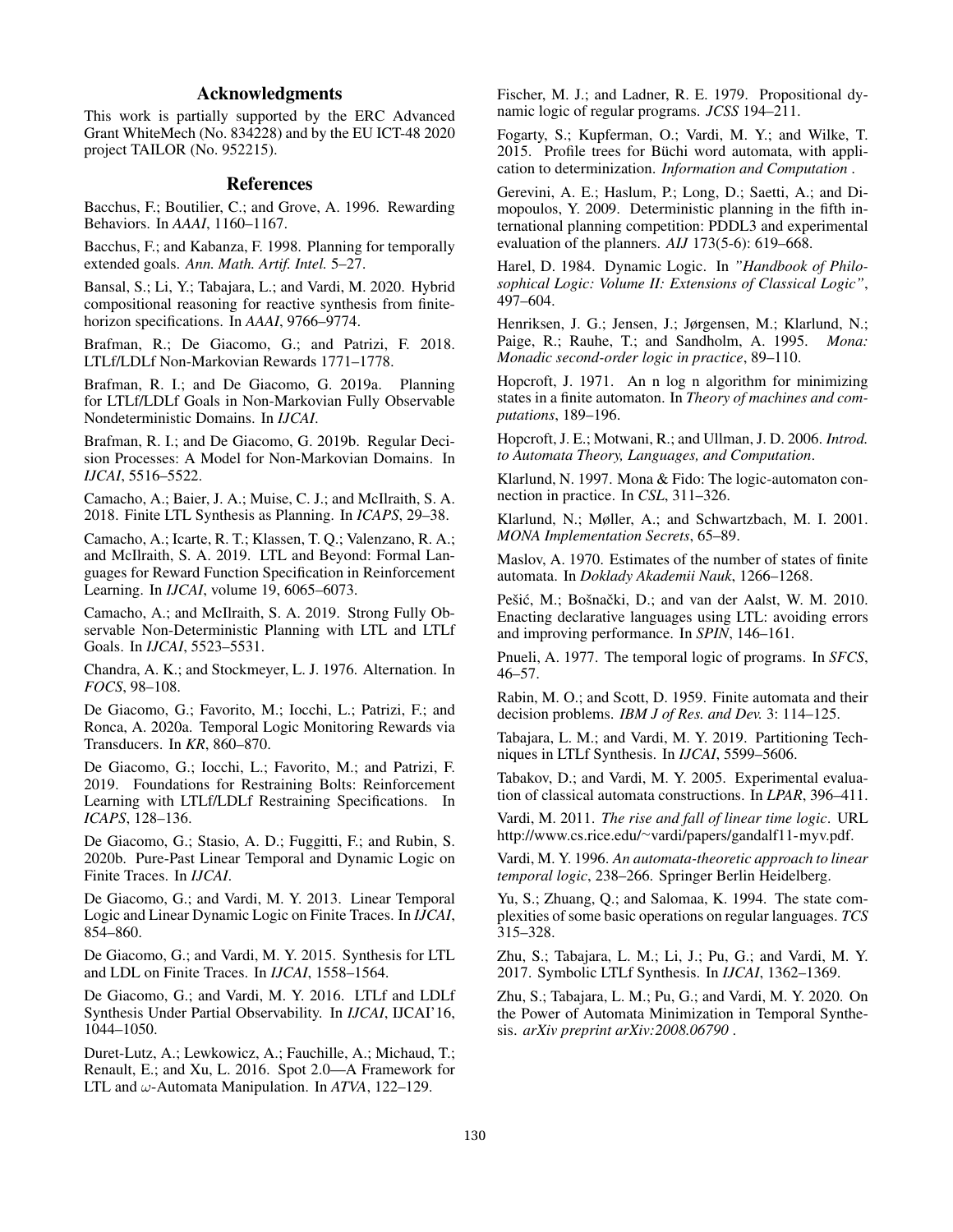## Acknowledgments

This work is partially supported by the ERC Advanced Grant WhiteMech (No. 834228) and by the EU ICT-48 2020 project TAILOR (No. 952215).

## References

Bacchus, F.; Boutilier, C.; and Grove, A. 1996. Rewarding Behaviors. In *AAAI*, 1160–1167.

Bacchus, F.; and Kabanza, F. 1998. Planning for temporally extended goals. *Ann. Math. Artif. Intel.* 5–27.

Bansal, S.; Li, Y.; Tabajara, L.; and Vardi, M. 2020. Hybrid compositional reasoning for reactive synthesis from finite-horizon specifications. In *AAAI*, 9766–9774.

Brafman, R.; De Giacomo, G.; and Patrizi, F. 2018. LTLf/LDLf Non-Markovian Rewards 1771–1778.

Brafman, R. I.; and De Giacomo, G. 2019a. Planning for LTLf/LDLf Goals in Non-Markovian Fully Observable Nondeterministic Domains. In *IJCAI*.

Brafman, R. I.; and De Giacomo, G. 2019b. Regular Decision Processes: A Model for Non-Markovian Domains. In *IJCAI*, 5516–5522.

Camacho, A.; Baier, J. A.; Muise, C. J.; and McIlraith, S. A. 2018. Finite LTL Synthesis as Planning. In *ICAPS*, 29–38.

Camacho, A.; Icarte, R. T.; Klassen, T. Q.; Valenzano, R. A.; and McIlraith, S. A. 2019. LTL and Beyond: Formal Languages for Reward Function Specification in Reinforcement Learning. In *IJCAI*, volume 19, 6065–6073.

Camacho, A.; and McIlraith, S. A. 2019. Strong Fully Observable Non-Deterministic Planning with LTL and LTLf Goals. In *IJCAI*, 5523–5531.

Chandra, A. K.; and Stockmeyer, L. J. 1976. Alternation. In *FOCS*, 98–108.

De Giacomo, G.; Favorito, M.; Iocchi, L.; Patrizi, F.; and Ronca, A. 2020a. Temporal Logic Monitoring Rewards via Transducers. In *KR*, 860–870.

De Giacomo, G.; Iocchi, L.; Favorito, M.; and Patrizi, F. 2019. Foundations for Restraining Bolts: Reinforcement Learning with LTLf/LDLf Restraining Specifications. In *ICAPS*, 128–136.

De Giacomo, G.; Stasio, A. D.; Fuggitti, F.; and Rubin, S. 2020b. Pure-Past Linear Temporal and Dynamic Logic on Finite Traces. In *IJCAI*.

De Giacomo, G.; and Vardi, M. Y. 2013. Linear Temporal Logic and Linear Dynamic Logic on Finite Traces. In *IJCAI*, 854–860.

De Giacomo, G.; and Vardi, M. Y. 2015. Synthesis for LTL and LDL on Finite Traces. In *IJCAI*, 1558–1564.

De Giacomo, G.; and Vardi, M. Y. 2016. LTLf and LDLf Synthesis Under Partial Observability. In *IJCAI*, IJCAI'16, 1044–1050.

Duret-Lutz, A.; Lewkowicz, A.; Fauchille, A.; Michaud, T.; Renault, E.; and Xu, L. 2016. Spot 2.0—A Framework for LTL and $\omega$-Automata Manipulation. In *ATVA*, 122–129.

Fischer, M. J.; and Ladner, R. E. 1979. Propositional dynamic logic of regular programs. *JCSS* 194–211.

Fogarty, S.; Kupferman, O.; Vardi, M. Y.; and Wilke, T. 2015. Profile trees for Büchi word automata, with application to determinization. *Information and Computation* .

Gerevini, A. E.; Haslum, P.; Long, D.; Saetti, A.; and Dimopoulos, Y. 2009. Deterministic planning in the fifth international planning competition: PDDL3 and experimental evaluation of the planners. *AIJ* 173(5-6): 619–668.

Harel, D. 1984. Dynamic Logic. In *"Handbook of Philosophical Logic: Volume II: Extensions of Classical Logic"*, 497–604.

Henriksen, J. G.; Jensen, J.; Jørgensen, M.; Klarlund, N.; Paige, R.; Rauhe, T.; and Sandholm, A. 1995. *Mona: Monadic second-order logic in practice*, 89–110.

Hopcroft, J. 1971. An n log n algorithm for minimizing states in a finite automaton. In *Theory of machines and computations*, 189–196.

Hopcroft, J. E.; Motwani, R.; and Ullman, J. D. 2006. *Introd. to Automata Theory, Languages, and Computation*.

Klarlund, N. 1997. Mona & Fido: The logic-automaton connection in practice. In *CSL*, 311–326.

Klarlund, N.; Møller, A.; and Schwartzbach, M. I. 2001. *MONA Implementation Secrets*, 65–89.

Maslov, A. 1970. Estimates of the number of states of finite automata. In *Doklady Akademii Nauk*, 1266–1268.

Pešić, M.; Bošnački, D.; and van der Aalst, W. M. 2010. Enacting declarative languages using LTL: avoiding errors and improving performance. In *SPIN*, 146–161.

Pnueli, A. 1977. The temporal logic of programs. In *SFCS*, 46–57.

Rabin, M. O.; and Scott, D. 1959. Finite automata and their decision problems. *IBM J of Res. and Dev.* 3: 114–125.

Tabajara, L. M.; and Vardi, M. Y. 2019. Partitioning Techniques in LTLf Synthesis. In *IJCAI*, 5599–5606.

Tabakov, D.; and Vardi, M. Y. 2005. Experimental evaluation of classical automata constructions. In *LPAR*, 396–411.

Vardi, M. 2011. *The rise and fall of linear time logic*. URL http://www.cs.rice.edu/~vardi/papers/gandalf11-myv.pdf.

Vardi, M. Y. 1996. *An automata-theoretic approach to linear temporal logic*, 238–266. Springer Berlin Heidelberg.

Yu, S.; Zhuang, Q.; and Salomaa, K. 1994. The state complexities of some basic operations on regular languages. *TCS* 315–328.

Zhu, S.; Tabajara, L. M.; Li, J.; Pu, G.; and Vardi, M. Y. 2017. Symbolic LTLf Synthesis. In *IJCAI*, 1362–1369.

Zhu, S.; Tabajara, L. M.; Pu, G.; and Vardi, M. Y. 2020. On the Power of Automata Minimization in Temporal Synthesis. *arXiv preprint arXiv:2008.06790* .